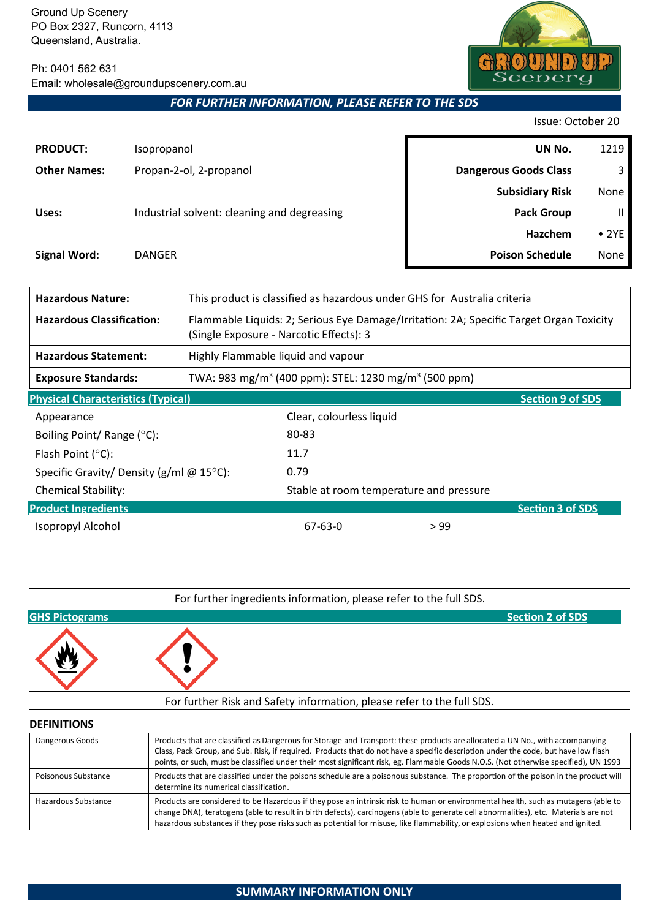Ground Up Scenery
PO Box 2327, Runcorn, 4113
Queensland, Australia.

Ph: 0401 562 631
Email: wholesale@groundupscenery.com.au

***FOR FURTHER INFORMATION, PLEASE REFER TO THE SDS***

Issue: October 20

| | |
|---|---|
| **PRODUCT:** | Isopropanol |
| **Other Names:** | Propan-2-ol, 2-propanol |
| **Uses:** | Industrial solvent: cleaning and degreasing |
| **Signal Word:** | DANGER |

| | |
|---|---|
| **UN No.** | 1219 |
| **Dangerous Goods Class** | 3 |
| **Subsidiary Risk** | None |
| **Pack Group** | II |
| **Hazchem** | • 2YE |
| **Poison Schedule** | None |

| | |
|---|---|
| **Hazardous Nature:** | This product is classified as hazardous under GHS for Australia criteria |
| **Hazardous Classification:** | Flammable Liquids: 2; Serious Eye Damage/Irritation: 2A; Specific Target Organ Toxicity (Single Exposure - Narcotic Effects): 3 |
| **Hazardous Statement:** | Highly Flammable liquid and vapour |
| **Exposure Standards:** | TWA: 983 mg/m$^3$ (400 ppm): STEL: 1230 mg/m$^3$ (500 ppm) |

## Physical Characteristics (Typical) — Section 9 of SDS

| | |
|---|---|
| Appearance | Clear, colourless liquid |
| Boiling Point/ Range (°C): | 80-83 |
| Flash Point (°C): | 11.7 |
| Specific Gravity/ Density (g/ml @ 15°C): | 0.79 |
| Chemical Stability: | Stable at room temperature and pressure |

## Product Ingredients — Section 3 of SDS

| | | |
|---|---|---|
| Isopropyl Alcohol | 67-63-0 | > 99 |

For further ingredients information, please refer to the full SDS.

## GHS Pictograms — Section 2 of SDS

For further Risk and Safety information, please refer to the full SDS.

## DEFINITIONS

| | |
|---|---|
| Dangerous Goods | Products that are classified as Dangerous for Storage and Transport: these products are allocated a UN No., with accompanying Class, Pack Group, and Sub. Risk, if required. Products that do not have a specific description under the code, but have low flash points, or such, must be classified under their most significant risk, eg. Flammable Goods N.O.S. (Not otherwise specified), UN 1993 |
| Poisonous Substance | Products that are classified under the poisons schedule are a poisonous substance. The proportion of the poison in the product will determine its numerical classification. |
| Hazardous Substance | Products are considered to be Hazardous if they pose an intrinsic risk to human or environmental health, such as mutagens (able to change DNA), teratogens (able to result in birth defects), carcinogens (able to generate cell abnormalities), etc. Materials are not hazardous substances if they pose risks such as potential for misuse, like flammability, or explosions when heated and ignited. |

**SUMMARY INFORMATION ONLY**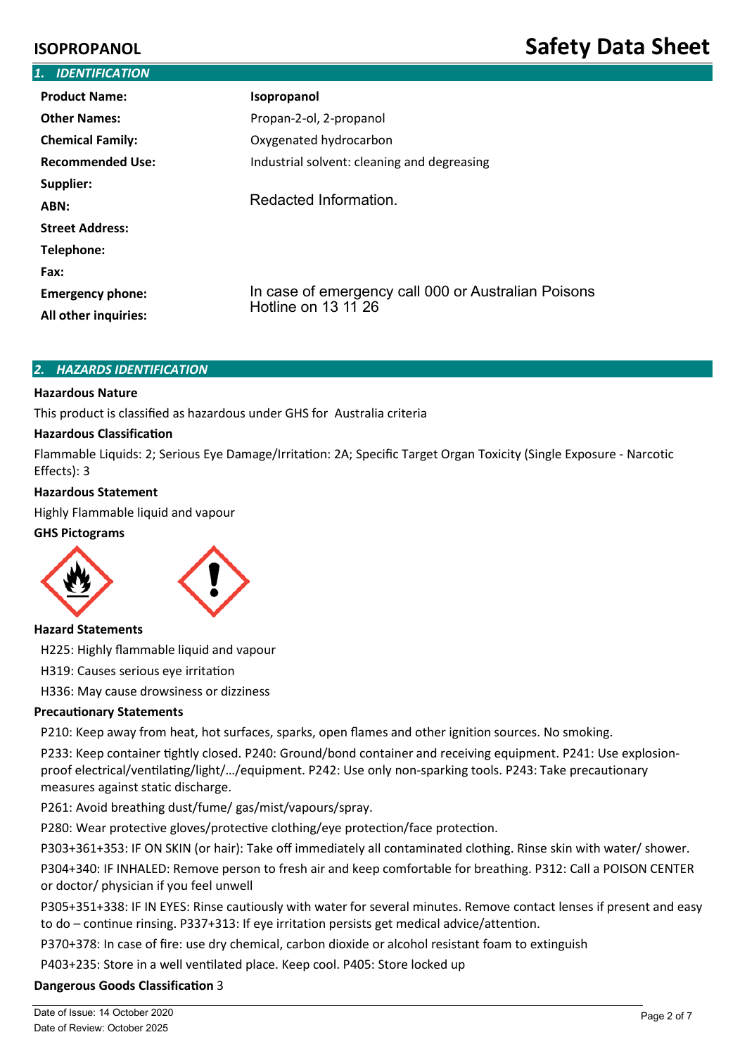# ISOPROPANOL

# Safety Data Sheet

## 1. IDENTIFICATION

| | |
|---|---|
| **Product Name:** | **Isopropanol** |
| **Other Names:** | Propan-2-ol, 2-propanol |
| **Chemical Family:** | Oxygenated hydrocarbon |
| **Recommended Use:** | Industrial solvent: cleaning and degreasing |
| **Supplier:** | Redacted Information. |
| **ABN:** | |
| **Street Address:** | |
| **Telephone:** | |
| **Fax:** | |
| **Emergency phone:** | In case of emergency call 000 or Australian Poisons Hotline on 13 11 26 |
| **All other inquiries:** | |

## 2. HAZARDS IDENTIFICATION

**Hazardous Nature**

This product is classified as hazardous under GHS for Australia criteria

**Hazardous Classification**

Flammable Liquids: 2; Serious Eye Damage/Irritation: 2A; Specific Target Organ Toxicity (Single Exposure - Narcotic Effects): 3

**Hazardous Statement**

Highly Flammable liquid and vapour

**GHS Pictograms**

**Hazard Statements**

H225: Highly flammable liquid and vapour

H319: Causes serious eye irritation

H336: May cause drowsiness or dizziness

**Precautionary Statements**

P210: Keep away from heat, hot surfaces, sparks, open flames and other ignition sources. No smoking.

P233: Keep container tightly closed. P240: Ground/bond container and receiving equipment. P241: Use explosion-proof electrical/ventilating/light/…/equipment. P242: Use only non-sparking tools. P243: Take precautionary measures against static discharge.

P261: Avoid breathing dust/fume/ gas/mist/vapours/spray.

P280: Wear protective gloves/protective clothing/eye protection/face protection.

P303+361+353: IF ON SKIN (or hair): Take off immediately all contaminated clothing. Rinse skin with water/ shower.

P304+340: IF INHALED: Remove person to fresh air and keep comfortable for breathing. P312: Call a POISON CENTER or doctor/ physician if you feel unwell

P305+351+338: IF IN EYES: Rinse cautiously with water for several minutes. Remove contact lenses if present and easy to do – continue rinsing. P337+313: If eye irritation persists get medical advice/attention.

P370+378: In case of fire: use dry chemical, carbon dioxide or alcohol resistant foam to extinguish

P403+235: Store in a well ventilated place. Keep cool. P405: Store locked up

**Dangerous Goods Classification** 3

Date of Issue: 14 October 2020

Date of Review: October 2025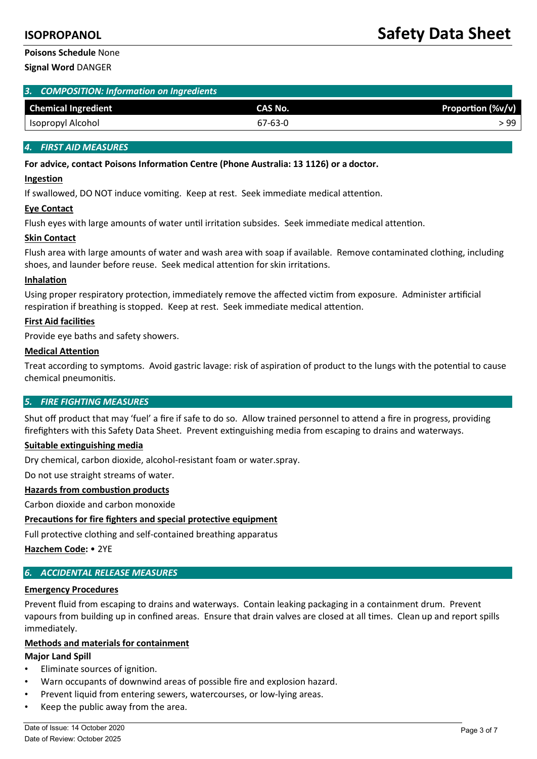**Poisons Schedule** None

**Signal Word** DANGER

## 3. COMPOSITION: Information on Ingredients

| Chemical Ingredient | CAS No. | Proportion (%v/v) |
|---|---|---|
| Isopropyl Alcohol | 67-63-0 | > 99 |

## 4. FIRST AID MEASURES

**For advice, contact Poisons Information Centre (Phone Australia: 13 1126) or a doctor.**

**Ingestion**

If swallowed, DO NOT induce vomiting. Keep at rest. Seek immediate medical attention.

**Eye Contact**

Flush eyes with large amounts of water until irritation subsides. Seek immediate medical attention.

**Skin Contact**

Flush area with large amounts of water and wash area with soap if available. Remove contaminated clothing, including shoes, and launder before reuse. Seek medical attention for skin irritations.

**Inhalation**

Using proper respiratory protection, immediately remove the affected victim from exposure. Administer artificial respiration if breathing is stopped. Keep at rest. Seek immediate medical attention.

**First Aid facilities**

Provide eye baths and safety showers.

**Medical Attention**

Treat according to symptoms. Avoid gastric lavage: risk of aspiration of product to the lungs with the potential to cause chemical pneumonitis.

## 5. FIRE FIGHTING MEASURES

Shut off product that may 'fuel' a fire if safe to do so. Allow trained personnel to attend a fire in progress, providing firefighters with this Safety Data Sheet. Prevent extinguishing media from escaping to drains and waterways.

**Suitable extinguishing media**

Dry chemical, carbon dioxide, alcohol-resistant foam or water.spray.

Do not use straight streams of water.

**Hazards from combustion products**

Carbon dioxide and carbon monoxide

**Precautions for fire fighters and special protective equipment**

Full protective clothing and self-contained breathing apparatus

**Hazchem Code:** • 2YE

## 6. ACCIDENTAL RELEASE MEASURES

**Emergency Procedures**

Prevent fluid from escaping to drains and waterways. Contain leaking packaging in a containment drum. Prevent vapours from building up in confined areas. Ensure that drain valves are closed at all times. Clean up and report spills immediately.

**Methods and materials for containment**

**Major Land Spill**

- Eliminate sources of ignition.
- Warn occupants of downwind areas of possible fire and explosion hazard.
- Prevent liquid from entering sewers, watercourses, or low-lying areas.
- Keep the public away from the area.

Date of Issue: 14 October 2020
Date of Review: October 2025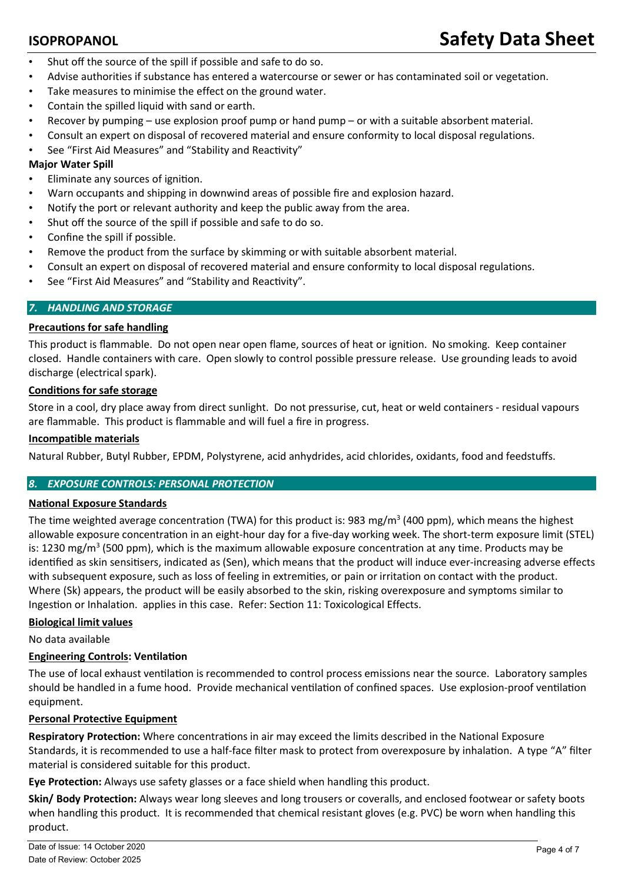- Shut off the source of the spill if possible and safe to do so.
- Advise authorities if substance has entered a watercourse or sewer or has contaminated soil or vegetation.
- Take measures to minimise the effect on the ground water.
- Contain the spilled liquid with sand or earth.
- Recover by pumping – use explosion proof pump or hand pump – or with a suitable absorbent material.
- Consult an expert on disposal of recovered material and ensure conformity to local disposal regulations.
- See "First Aid Measures" and "Stability and Reactivity"

**Major Water Spill**

- Eliminate any sources of ignition.
- Warn occupants and shipping in downwind areas of possible fire and explosion hazard.
- Notify the port or relevant authority and keep the public away from the area.
- Shut off the source of the spill if possible and safe to do so.
- Confine the spill if possible.
- Remove the product from the surface by skimming or with suitable absorbent material.
- Consult an expert on disposal of recovered material and ensure conformity to local disposal regulations.
- See "First Aid Measures" and "Stability and Reactivity".

## *7. HANDLING AND STORAGE*

**Precautions for safe handling**

This product is flammable. Do not open near open flame, sources of heat or ignition. No smoking. Keep container closed. Handle containers with care. Open slowly to control possible pressure release. Use grounding leads to avoid discharge (electrical spark).

**Conditions for safe storage**

Store in a cool, dry place away from direct sunlight. Do not pressurise, cut, heat or weld containers - residual vapours are flammable. This product is flammable and will fuel a fire in progress.

**Incompatible materials**

Natural Rubber, Butyl Rubber, EPDM, Polystyrene, acid anhydrides, acid chlorides, oxidants, food and feedstuffs.

## *8. EXPOSURE CONTROLS: PERSONAL PROTECTION*

**National Exposure Standards**

The time weighted average concentration (TWA) for this product is: 983 mg/m$^3$ (400 ppm), which means the highest allowable exposure concentration in an eight-hour day for a five-day working week. The short-term exposure limit (STEL) is: 1230 mg/m$^3$ (500 ppm), which is the maximum allowable exposure concentration at any time. Products may be identified as skin sensitisers, indicated as (Sen), which means that the product will induce ever-increasing adverse effects with subsequent exposure, such as loss of feeling in extremities, or pain or irritation on contact with the product. Where (Sk) appears, the product will be easily absorbed to the skin, risking overexposure and symptoms similar to Ingestion or Inhalation. applies in this case. Refer: Section 11: Toxicological Effects.

**Biological limit values**

No data available

**Engineering Controls: Ventilation**

The use of local exhaust ventilation is recommended to control process emissions near the source. Laboratory samples should be handled in a fume hood. Provide mechanical ventilation of confined spaces. Use explosion-proof ventilation equipment.

**Personal Protective Equipment**

**Respiratory Protection:** Where concentrations in air may exceed the limits described in the National Exposure Standards, it is recommended to use a half-face filter mask to protect from overexposure by inhalation. A type "A" filter material is considered suitable for this product.

**Eye Protection:** Always use safety glasses or a face shield when handling this product.

**Skin/ Body Protection:** Always wear long sleeves and long trousers or coveralls, and enclosed footwear or safety boots when handling this product. It is recommended that chemical resistant gloves (e.g. PVC) be worn when handling this product.

Date of Issue: 14 October 2020
Date of Review: October 2025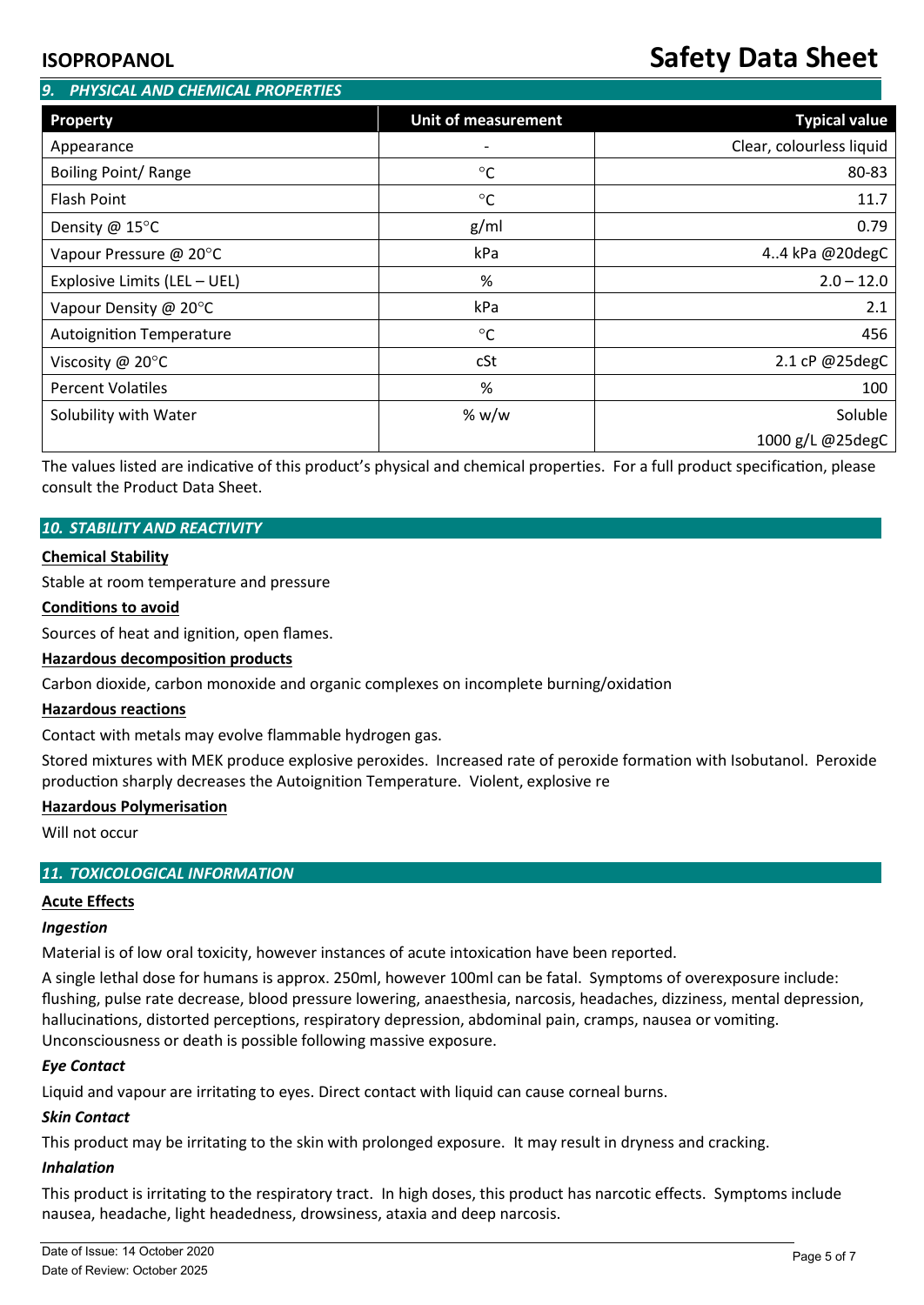## 9. PHYSICAL AND CHEMICAL PROPERTIES

| Property | Unit of measurement | Typical value |
|---|---|---|
| Appearance | - | Clear, colourless liquid |
| Boiling Point/ Range | °C | 80-83 |
| Flash Point | °C | 11.7 |
| Density @ 15°C | g/ml | 0.79 |
| Vapour Pressure @ 20°C | kPa | 4..4 kPa @20degC |
| Explosive Limits (LEL – UEL) | % | 2.0 – 12.0 |
| Vapour Density @ 20°C | kPa | 2.1 |
| Autoignition Temperature | °C | 456 |
| Viscosity @ 20°C | cSt | 2.1 cP @25degC |
| Percent Volatiles | % | 100 |
| Solubility with Water | % w/w | Soluble 1000 g/L @25degC |

The values listed are indicative of this product's physical and chemical properties. For a full product specification, please consult the Product Data Sheet.

## 10. STABILITY AND REACTIVITY

**Chemical Stability**

Stable at room temperature and pressure

**Conditions to avoid**

Sources of heat and ignition, open flames.

**Hazardous decomposition products**

Carbon dioxide, carbon monoxide and organic complexes on incomplete burning/oxidation

**Hazardous reactions**

Contact with metals may evolve flammable hydrogen gas.

Stored mixtures with MEK produce explosive peroxides. Increased rate of peroxide formation with Isobutanol. Peroxide production sharply decreases the Autoignition Temperature. Violent, explosive re

**Hazardous Polymerisation**

Will not occur

## 11. TOXICOLOGICAL INFORMATION

**Acute Effects**

***Ingestion***

Material is of low oral toxicity, however instances of acute intoxication have been reported.

A single lethal dose for humans is approx. 250ml, however 100ml can be fatal. Symptoms of overexposure include: flushing, pulse rate decrease, blood pressure lowering, anaesthesia, narcosis, headaches, dizziness, mental depression, hallucinations, distorted perceptions, respiratory depression, abdominal pain, cramps, nausea or vomiting. Unconsciousness or death is possible following massive exposure.

***Eye Contact***

Liquid and vapour are irritating to eyes. Direct contact with liquid can cause corneal burns.

***Skin Contact***

This product may be irritating to the skin with prolonged exposure. It may result in dryness and cracking.

***Inhalation***

This product is irritating to the respiratory tract. In high doses, this product has narcotic effects. Symptoms include nausea, headache, light headedness, drowsiness, ataxia and deep narcosis.

Date of Issue: 14 October 2020
Date of Review: October 2025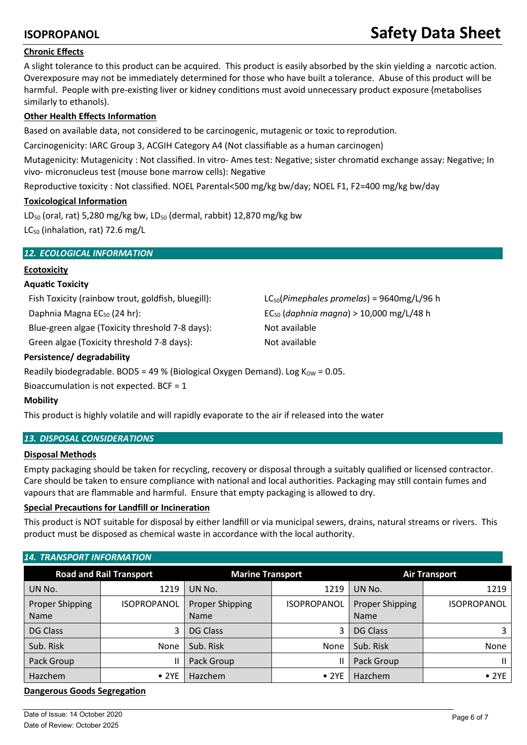### Chronic Effects

A slight tolerance to this product can be acquired. This product is easily absorbed by the skin yielding a narcotic action. Overexposure may not be immediately determined for those who have built a tolerance. Abuse of this product will be harmful. People with pre-existing liver or kidney conditions must avoid unnecessary product exposure (metabolises similarly to ethanols).

### Other Health Effects Information

Based on available data, not considered to be carcinogenic, mutagenic or toxic to reprodution.

Carcinogenicity: IARC Group 3, ACGIH Category A4 (Not classifiable as a human carcinogen)

Mutagenicity: Mutagenicity : Not classified. In vitro- Ames test: Negative; sister chromatid exchange assay: Negative; In vivo- micronucleus test (mouse bone marrow cells): Negative

Reproductive toxicity : Not classified. NOEL Parental<500 mg/kg bw/day; NOEL F1, F2=400 mg/kg bw/day

### Toxicological Information

$LD_{50}$ (oral, rat) 5,280 mg/kg bw, $LD_{50}$ (dermal, rabbit) 12,870 mg/kg bw

$LC_{50}$ (inhalation, rat) 72.6 mg/L

## 12. ECOLOGICAL INFORMATION

### Ecotoxicity

**Aquatic Toxicity**

| | |
|---|---|
| Fish Toxicity (rainbow trout, goldfish, bluegill): | $LC_{50}$(*Pimephales promelas*) = 9640mg/L/96 h |
| Daphnia Magna $EC_{50}$ (24 hr): | $EC_{50}$ (*daphnia magna*) > 10,000 mg/L/48 h |
| Blue-green algae (Toxicity threshold 7-8 days): | Not available |
| Green algae (Toxicity threshold 7-8 days): | Not available |

**Persistence/ degradability**

Readily biodegradable. BOD5 = 49 % (Biological Oxygen Demand). Log $K_{OW}$ = 0.05.

Bioaccumulation is not expected. BCF = 1

**Mobility**

This product is highly volatile and will rapidly evaporate to the air if released into the water

## 13. DISPOSAL CONSIDERATIONS

### Disposal Methods

Empty packaging should be taken for recycling, recovery or disposal through a suitably qualified or licensed contractor. Care should be taken to ensure compliance with national and local authorities. Packaging may still contain fumes and vapours that are flammable and harmful. Ensure that empty packaging is allowed to dry.

### Special Precautions for Landfill or Incineration

This product is NOT suitable for disposal by either landfill or via municipal sewers, drains, natural streams or rivers. This product must be disposed as chemical waste in accordance with the local authority.

## 14. TRANSPORT INFORMATION

| Road and Rail Transport | | Marine Transport | | Air Transport | |
|---|---|---|---|---|---|
| UN No. | 1219 | UN No. | 1219 | UN No. | 1219 |
| Proper Shipping Name | ISOPROPANOL | Proper Shipping Name | ISOPROPANOL | Proper Shipping Name | ISOPROPANOL |
| DG Class | 3 | DG Class | 3 | DG Class | 3 |
| Sub. Risk | None | Sub. Risk | None | Sub. Risk | None |
| Pack Group | II | Pack Group | II | Pack Group | II |
| Hazchem | • 2YE | Hazchem | • 2YE | Hazchem | • 2YE |

### Dangerous Goods Segregation

Date of Issue: 14 October 2020
Date of Review: October 2025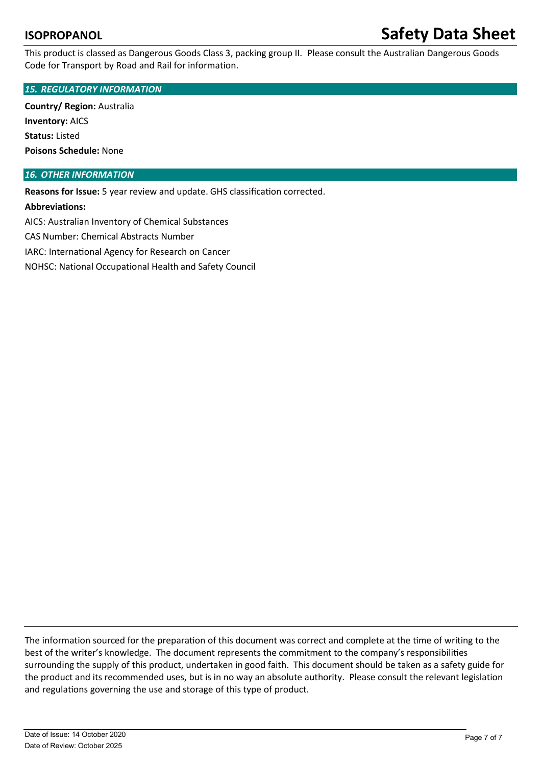This product is classed as Dangerous Goods Class 3, packing group II. Please consult the Australian Dangerous Goods Code for Transport by Road and Rail for information.

## *15. REGULATORY INFORMATION*

**Country/ Region:** Australia

**Inventory:** AICS

**Status:** Listed

**Poisons Schedule:** None

## *16. OTHER INFORMATION*

**Reasons for Issue:** 5 year review and update. GHS classification corrected.

**Abbreviations:**

AICS: Australian Inventory of Chemical Substances

CAS Number: Chemical Abstracts Number

IARC: International Agency for Research on Cancer

NOHSC: National Occupational Health and Safety Council

---

The information sourced for the preparation of this document was correct and complete at the time of writing to the best of the writer's knowledge. The document represents the commitment to the company's responsibilities surrounding the supply of this product, undertaken in good faith. This document should be taken as a safety guide for the product and its recommended uses, but is in no way an absolute authority. Please consult the relevant legislation and regulations governing the use and storage of this type of product.

Date of Issue: 14 October 2020

Date of Review: October 2025